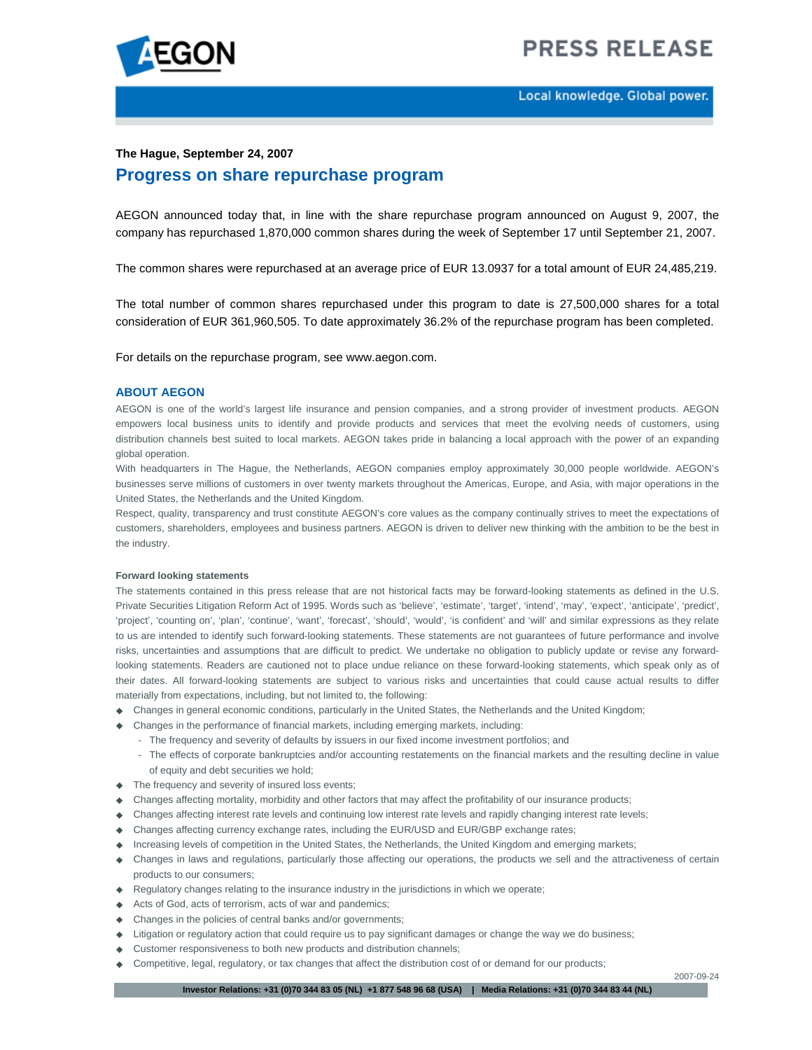**The Hague, September 24, 2007**

# Progress on share repurchase program

AEGON announced today that, in line with the share repurchase program announced on August 9, 2007, the company has repurchased 1,870,000 common shares during the week of September 17 until September 21, 2007.

The common shares were repurchased at an average price of EUR 13.0937 for a total amount of EUR 24,485,219.

The total number of common shares repurchased under this program to date is 27,500,000 shares for a total consideration of EUR 361,960,505. To date approximately 36.2% of the repurchase program has been completed.

For details on the repurchase program, see www.aegon.com.

## ABOUT AEGON

AEGON is one of the world's largest life insurance and pension companies, and a strong provider of investment products. AEGON empowers local business units to identify and provide products and services that meet the evolving needs of customers, using distribution channels best suited to local markets. AEGON takes pride in balancing a local approach with the power of an expanding global operation.

With headquarters in The Hague, the Netherlands, AEGON companies employ approximately 30,000 people worldwide. AEGON's businesses serve millions of customers in over twenty markets throughout the Americas, Europe, and Asia, with major operations in the United States, the Netherlands and the United Kingdom.

Respect, quality, transparency and trust constitute AEGON's core values as the company continually strives to meet the expectations of customers, shareholders, employees and business partners. AEGON is driven to deliver new thinking with the ambition to be the best in the industry.

**Forward looking statements**

The statements contained in this press release that are not historical facts may be forward-looking statements as defined in the U.S. Private Securities Litigation Reform Act of 1995. Words such as 'believe', 'estimate', 'target', 'intend', 'may', 'expect', 'anticipate', 'predict', 'project', 'counting on', 'plan', 'continue', 'want', 'forecast', 'should', 'would', 'is confident' and 'will' and similar expressions as they relate to us are intended to identify such forward-looking statements. These statements are not guarantees of future performance and involve risks, uncertainties and assumptions that are difficult to predict. We undertake no obligation to publicly update or revise any forward-looking statements. Readers are cautioned not to place undue reliance on these forward-looking statements, which speak only as of their dates. All forward-looking statements are subject to various risks and uncertainties that could cause actual results to differ materially from expectations, including, but not limited to, the following:

- Changes in general economic conditions, particularly in the United States, the Netherlands and the United Kingdom;
- Changes in the performance of financial markets, including emerging markets, including:
  - The frequency and severity of defaults by issuers in our fixed income investment portfolios; and
  - The effects of corporate bankruptcies and/or accounting restatements on the financial markets and the resulting decline in value of equity and debt securities we hold;
- The frequency and severity of insured loss events;
- Changes affecting mortality, morbidity and other factors that may affect the profitability of our insurance products;
- Changes affecting interest rate levels and continuing low interest rate levels and rapidly changing interest rate levels;
- Changes affecting currency exchange rates, including the EUR/USD and EUR/GBP exchange rates;
- Increasing levels of competition in the United States, the Netherlands, the United Kingdom and emerging markets;
- Changes in laws and regulations, particularly those affecting our operations, the products we sell and the attractiveness of certain products to our consumers;
- Regulatory changes relating to the insurance industry in the jurisdictions in which we operate;
- Acts of God, acts of terrorism, acts of war and pandemics;
- Changes in the policies of central banks and/or governments;
- Litigation or regulatory action that could require us to pay significant damages or change the way we do business;
- Customer responsiveness to both new products and distribution channels;
- Competitive, legal, regulatory, or tax changes that affect the distribution cost of or demand for our products;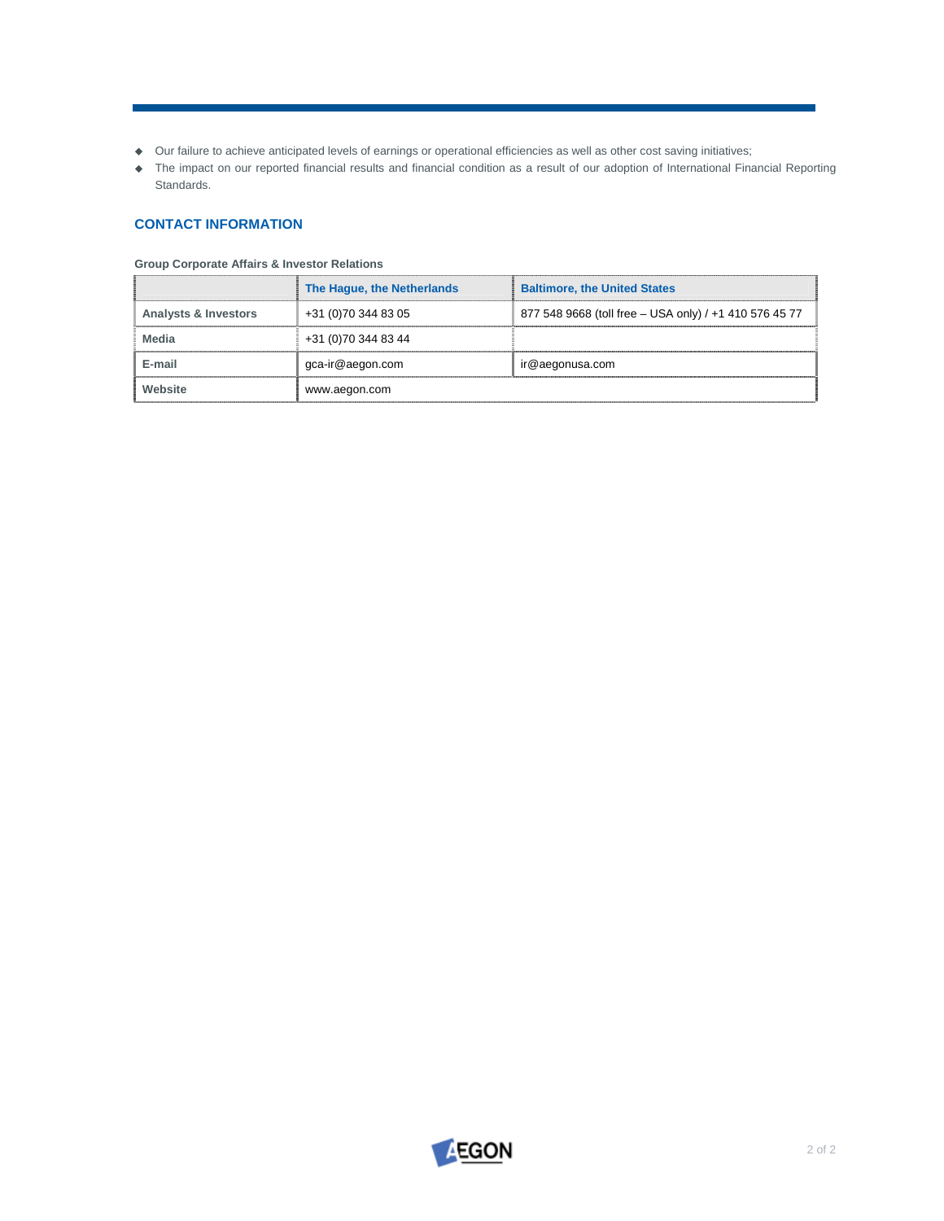- Our failure to achieve anticipated levels of earnings or operational efficiencies as well as other cost saving initiatives;
- The impact on our reported financial results and financial condition as a result of our adoption of International Financial Reporting Standards.

## CONTACT INFORMATION

**Group Corporate Affairs & Investor Relations**

| | The Hague, the Netherlands | Baltimore, the United States |
|---|---|---|
| **Analysts & Investors** | +31 (0)70 344 83 05 | 877 548 9668 (toll free – USA only) / +1 410 576 45 77 |
| **Media** | +31 (0)70 344 83 44 | |
| **E-mail** | gca-ir@aegon.com | ir@aegonusa.com |
| **Website** | www.aegon.com | |